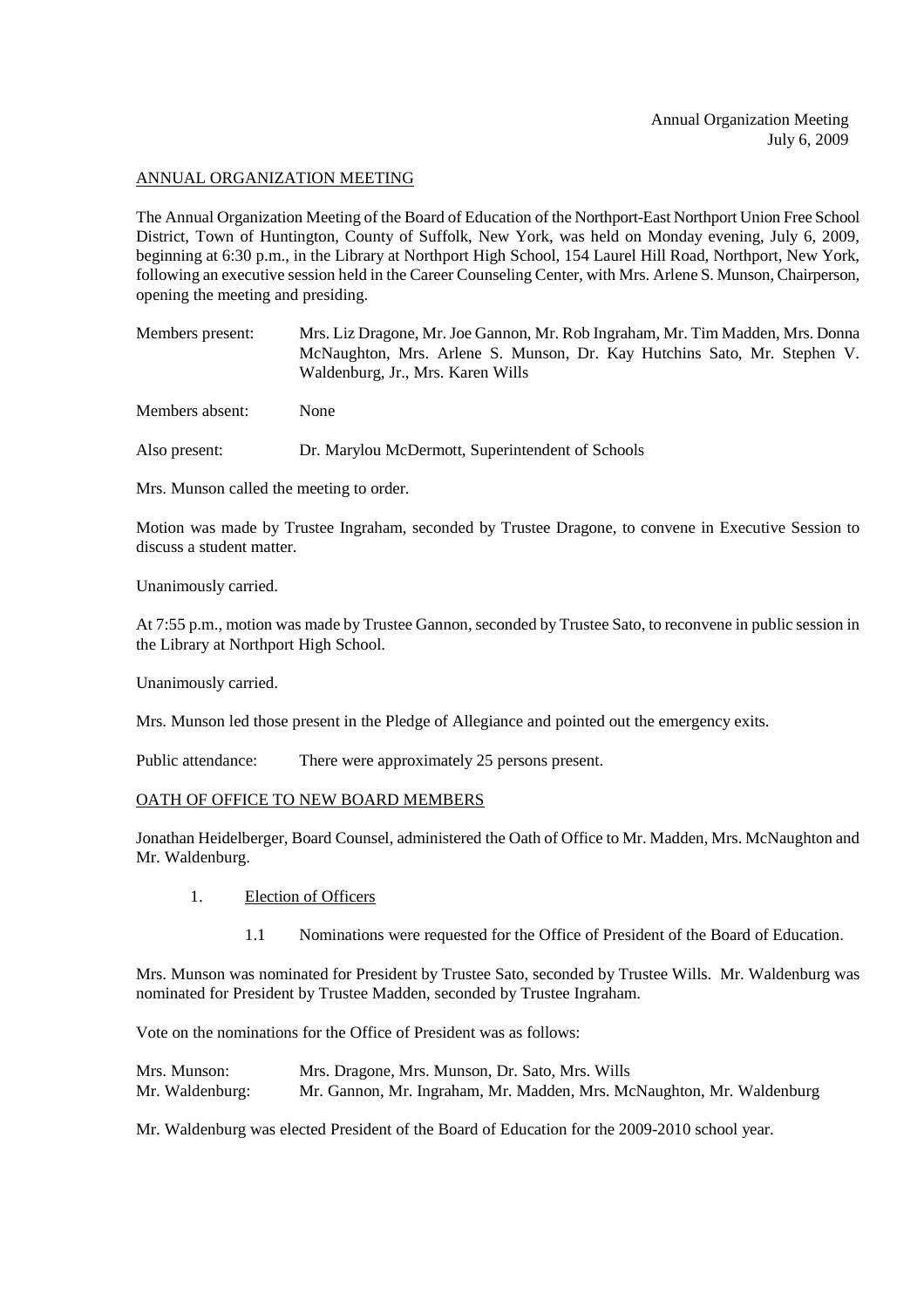## ANNUAL ORGANIZATION MEETING

The Annual Organization Meeting of the Board of Education of the Northport-East Northport Union Free School District, Town of Huntington, County of Suffolk, New York, was held on Monday evening, July 6, 2009, beginning at 6:30 p.m., in the Library at Northport High School, 154 Laurel Hill Road, Northport, New York, following an executive session held in the Career Counseling Center, with Mrs. Arlene S. Munson, Chairperson, opening the meeting and presiding.

| | |
|---|---|
| Members present: | Mrs. Liz Dragone, Mr. Joe Gannon, Mr. Rob Ingraham, Mr. Tim Madden, Mrs. Donna McNaughton, Mrs. Arlene S. Munson, Dr. Kay Hutchins Sato, Mr. Stephen V. Waldenburg, Jr., Mrs. Karen Wills |
| Members absent: | None |
| Also present: | Dr. Marylou McDermott, Superintendent of Schools |

Mrs. Munson called the meeting to order.

Motion was made by Trustee Ingraham, seconded by Trustee Dragone, to convene in Executive Session to discuss a student matter.

Unanimously carried.

At 7:55 p.m., motion was made by Trustee Gannon, seconded by Trustee Sato, to reconvene in public session in the Library at Northport High School.

Unanimously carried.

Mrs. Munson led those present in the Pledge of Allegiance and pointed out the emergency exits.

Public attendance: There were approximately 25 persons present.

## OATH OF OFFICE TO NEW BOARD MEMBERS

Jonathan Heidelberger, Board Counsel, administered the Oath of Office to Mr. Madden, Mrs. McNaughton and Mr. Waldenburg.

1. Election of Officers

   1.1 Nominations were requested for the Office of President of the Board of Education.

Mrs. Munson was nominated for President by Trustee Sato, seconded by Trustee Wills. Mr. Waldenburg was nominated for President by Trustee Madden, seconded by Trustee Ingraham.

Vote on the nominations for the Office of President was as follows:

| | |
|---|---|
| Mrs. Munson: | Mrs. Dragone, Mrs. Munson, Dr. Sato, Mrs. Wills |
| Mr. Waldenburg: | Mr. Gannon, Mr. Ingraham, Mr. Madden, Mrs. McNaughton, Mr. Waldenburg |

Mr. Waldenburg was elected President of the Board of Education for the 2009-2010 school year.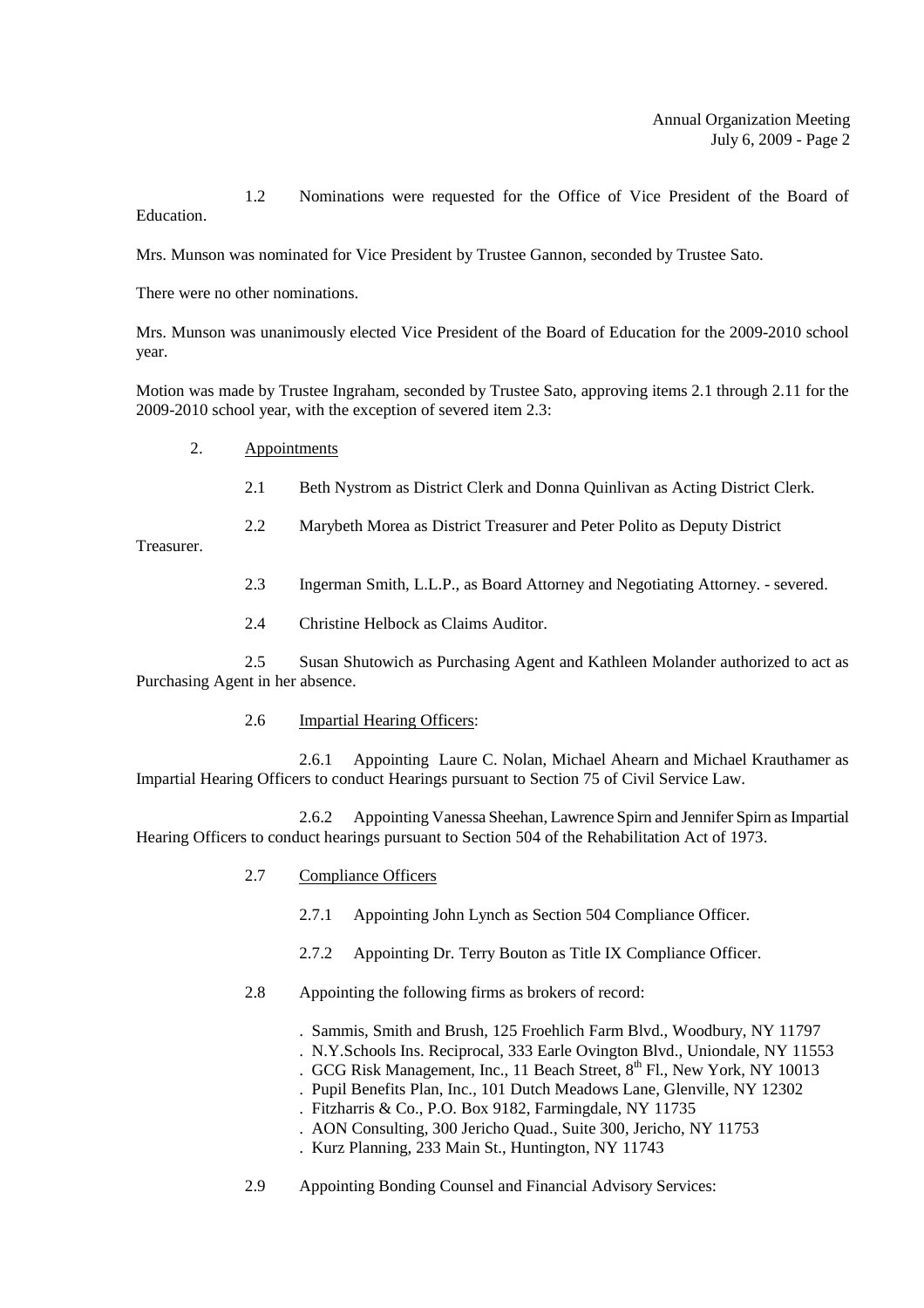1.2 Nominations were requested for the Office of Vice President of the Board of Education.

Mrs. Munson was nominated for Vice President by Trustee Gannon, seconded by Trustee Sato.

There were no other nominations.

Mrs. Munson was unanimously elected Vice President of the Board of Education for the 2009-2010 school year.

Motion was made by Trustee Ingraham, seconded by Trustee Sato, approving items 2.1 through 2.11 for the 2009-2010 school year, with the exception of severed item 2.3:

2. Appointments

2.1 Beth Nystrom as District Clerk and Donna Quinlivan as Acting District Clerk.

2.2 Marybeth Morea as District Treasurer and Peter Polito as Deputy District Treasurer.

2.3 Ingerman Smith, L.L.P., as Board Attorney and Negotiating Attorney. - severed.

2.4 Christine Helbock as Claims Auditor.

2.5 Susan Shutowich as Purchasing Agent and Kathleen Molander authorized to act as Purchasing Agent in her absence.

2.6 Impartial Hearing Officers:

2.6.1 Appointing Laure C. Nolan, Michael Ahearn and Michael Krauthamer as Impartial Hearing Officers to conduct Hearings pursuant to Section 75 of Civil Service Law.

2.6.2 Appointing Vanessa Sheehan, Lawrence Spirn and Jennifer Spirn as Impartial Hearing Officers to conduct hearings pursuant to Section 504 of the Rehabilitation Act of 1973.

2.7 Compliance Officers

2.7.1 Appointing John Lynch as Section 504 Compliance Officer.

2.7.2 Appointing Dr. Terry Bouton as Title IX Compliance Officer.

2.8 Appointing the following firms as brokers of record:

. Sammis, Smith and Brush, 125 Froehlich Farm Blvd., Woodbury, NY 11797
. N.Y.Schools Ins. Reciprocal, 333 Earle Ovington Blvd., Uniondale, NY 11553
. GCG Risk Management, Inc., 11 Beach Street, 8th Fl., New York, NY 10013
. Pupil Benefits Plan, Inc., 101 Dutch Meadows Lane, Glenville, NY 12302
. Fitzharris & Co., P.O. Box 9182, Farmingdale, NY 11735
. AON Consulting, 300 Jericho Quad., Suite 300, Jericho, NY 11753
. Kurz Planning, 233 Main St., Huntington, NY 11743

2.9 Appointing Bonding Counsel and Financial Advisory Services: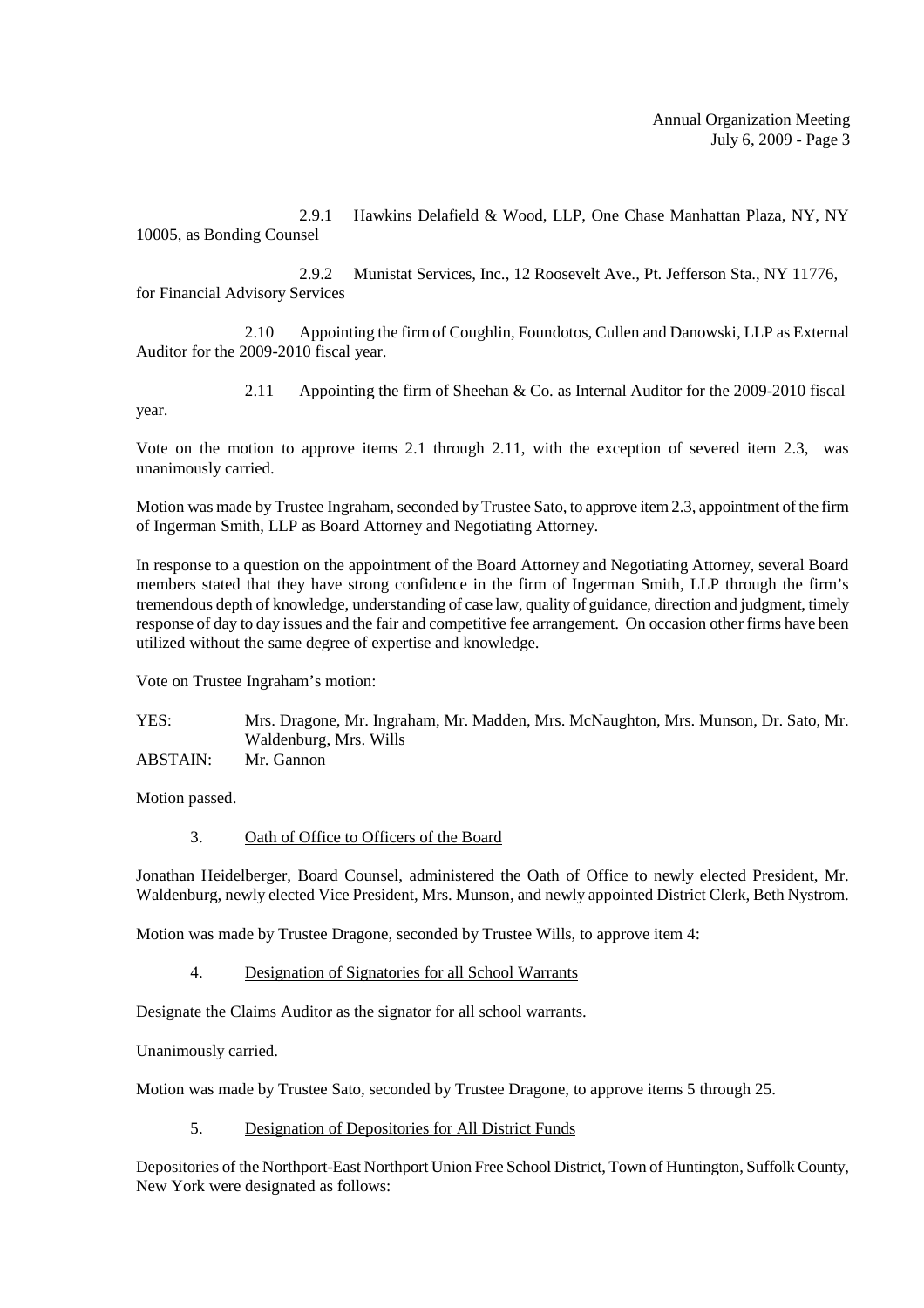2.9.1 Hawkins Delafield & Wood, LLP, One Chase Manhattan Plaza, NY, NY 10005, as Bonding Counsel

2.9.2 Munistat Services, Inc., 12 Roosevelt Ave., Pt. Jefferson Sta., NY 11776, for Financial Advisory Services

2.10 Appointing the firm of Coughlin, Foundotos, Cullen and Danowski, LLP as External Auditor for the 2009-2010 fiscal year.

2.11 Appointing the firm of Sheehan & Co. as Internal Auditor for the 2009-2010 fiscal year.

Vote on the motion to approve items 2.1 through 2.11, with the exception of severed item 2.3, was unanimously carried.

Motion was made by Trustee Ingraham, seconded by Trustee Sato, to approve item 2.3, appointment of the firm of Ingerman Smith, LLP as Board Attorney and Negotiating Attorney.

In response to a question on the appointment of the Board Attorney and Negotiating Attorney, several Board members stated that they have strong confidence in the firm of Ingerman Smith, LLP through the firm's tremendous depth of knowledge, understanding of case law, quality of guidance, direction and judgment, timely response of day to day issues and the fair and competitive fee arrangement. On occasion other firms have been utilized without the same degree of expertise and knowledge.

Vote on Trustee Ingraham's motion:

YES: Mrs. Dragone, Mr. Ingraham, Mr. Madden, Mrs. McNaughton, Mrs. Munson, Dr. Sato, Mr. Waldenburg, Mrs. Wills

ABSTAIN: Mr. Gannon

Motion passed.

3. Oath of Office to Officers of the Board

Jonathan Heidelberger, Board Counsel, administered the Oath of Office to newly elected President, Mr. Waldenburg, newly elected Vice President, Mrs. Munson, and newly appointed District Clerk, Beth Nystrom.

Motion was made by Trustee Dragone, seconded by Trustee Wills, to approve item 4:

4. Designation of Signatories for all School Warrants

Designate the Claims Auditor as the signator for all school warrants.

Unanimously carried.

Motion was made by Trustee Sato, seconded by Trustee Dragone, to approve items 5 through 25.

5. Designation of Depositories for All District Funds

Depositories of the Northport-East Northport Union Free School District, Town of Huntington, Suffolk County, New York were designated as follows: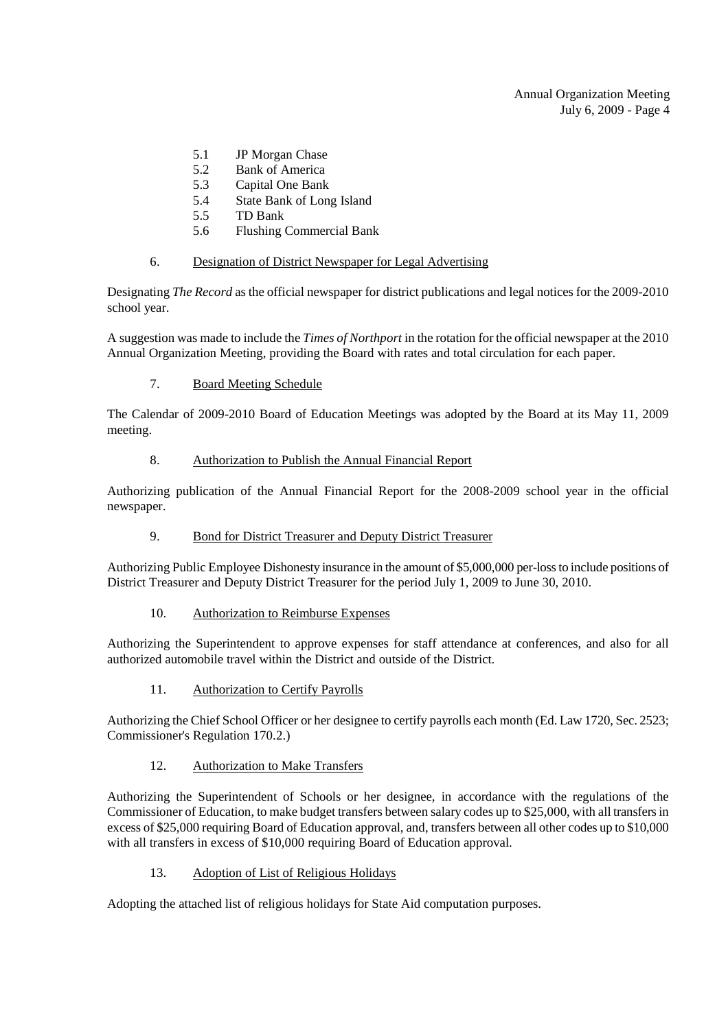5.1 JP Morgan Chase
5.2 Bank of America
5.3 Capital One Bank
5.4 State Bank of Long Island
5.5 TD Bank
5.6 Flushing Commercial Bank

6. Designation of District Newspaper for Legal Advertising

Designating *The Record* as the official newspaper for district publications and legal notices for the 2009-2010 school year.

A suggestion was made to include the *Times of Northport* in the rotation for the official newspaper at the 2010 Annual Organization Meeting, providing the Board with rates and total circulation for each paper.

7. Board Meeting Schedule

The Calendar of 2009-2010 Board of Education Meetings was adopted by the Board at its May 11, 2009 meeting.

8. Authorization to Publish the Annual Financial Report

Authorizing publication of the Annual Financial Report for the 2008-2009 school year in the official newspaper.

9. Bond for District Treasurer and Deputy District Treasurer

Authorizing Public Employee Dishonesty insurance in the amount of $5,000,000 per-loss to include positions of District Treasurer and Deputy District Treasurer for the period July 1, 2009 to June 30, 2010.

10. Authorization to Reimburse Expenses

Authorizing the Superintendent to approve expenses for staff attendance at conferences, and also for all authorized automobile travel within the District and outside of the District.

11. Authorization to Certify Payrolls

Authorizing the Chief School Officer or her designee to certify payrolls each month (Ed. Law 1720, Sec. 2523; Commissioner's Regulation 170.2.)

12. Authorization to Make Transfers

Authorizing the Superintendent of Schools or her designee, in accordance with the regulations of the Commissioner of Education, to make budget transfers between salary codes up to $25,000, with all transfers in excess of $25,000 requiring Board of Education approval, and, transfers between all other codes up to $10,000 with all transfers in excess of $10,000 requiring Board of Education approval.

13. Adoption of List of Religious Holidays

Adopting the attached list of religious holidays for State Aid computation purposes.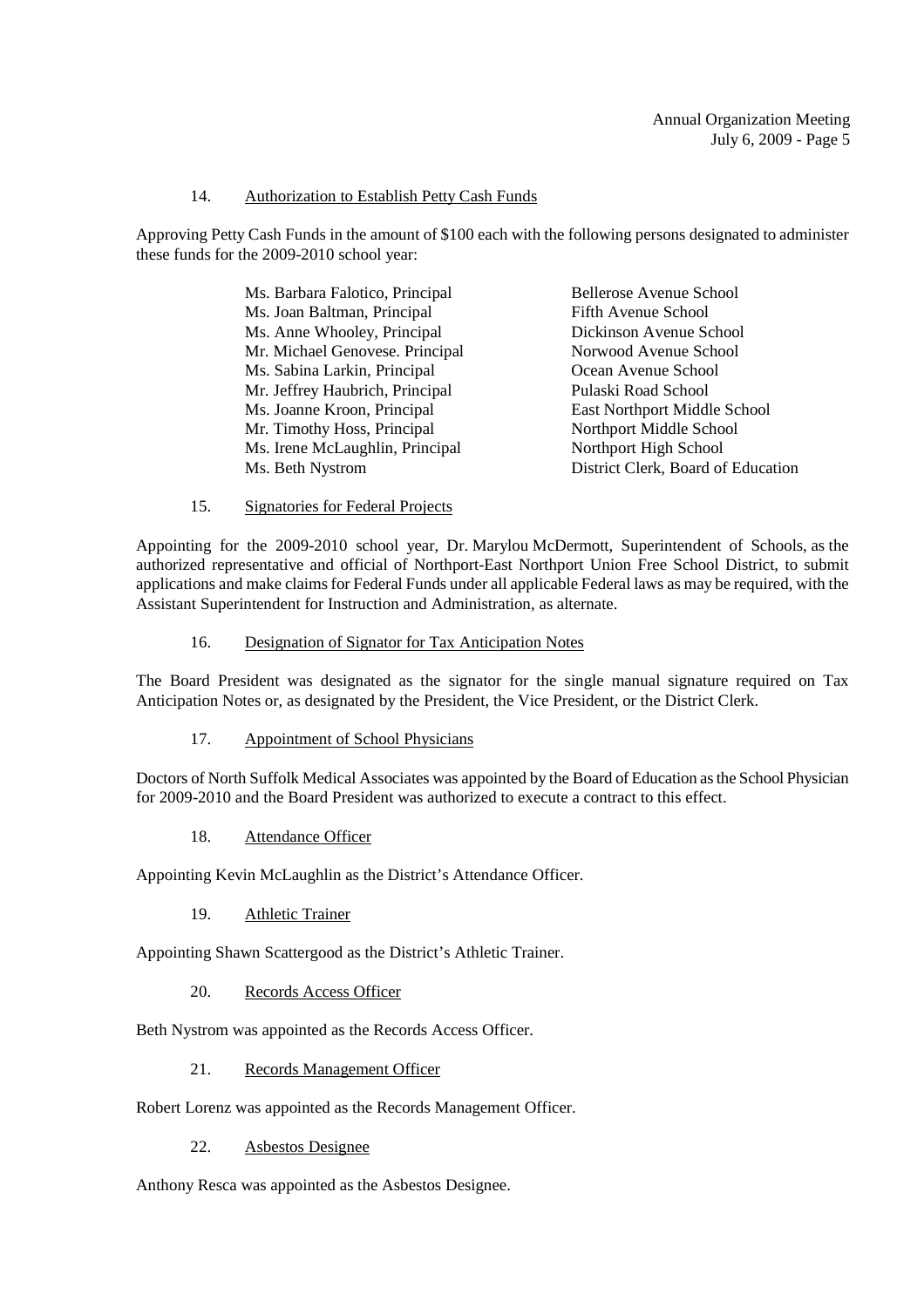14. Authorization to Establish Petty Cash Funds

Approving Petty Cash Funds in the amount of $100 each with the following persons designated to administer these funds for the 2009-2010 school year:

| | |
|---|---|
| Ms. Barbara Falotico, Principal | Bellerose Avenue School |
| Ms. Joan Baltman, Principal | Fifth Avenue School |
| Ms. Anne Whooley, Principal | Dickinson Avenue School |
| Mr. Michael Genovese. Principal | Norwood Avenue School |
| Ms. Sabina Larkin, Principal | Ocean Avenue School |
| Mr. Jeffrey Haubrich, Principal | Pulaski Road School |
| Ms. Joanne Kroon, Principal | East Northport Middle School |
| Mr. Timothy Hoss, Principal | Northport Middle School |
| Ms. Irene McLaughlin, Principal | Northport High School |
| Ms. Beth Nystrom | District Clerk, Board of Education |

15. Signatories for Federal Projects

Appointing for the 2009-2010 school year, Dr. Marylou McDermott, Superintendent of Schools, as the authorized representative and official of Northport-East Northport Union Free School District, to submit applications and make claims for Federal Funds under all applicable Federal laws as may be required, with the Assistant Superintendent for Instruction and Administration, as alternate.

16. Designation of Signator for Tax Anticipation Notes

The Board President was designated as the signator for the single manual signature required on Tax Anticipation Notes or, as designated by the President, the Vice President, or the District Clerk.

17. Appointment of School Physicians

Doctors of North Suffolk Medical Associates was appointed by the Board of Education as the School Physician for 2009-2010 and the Board President was authorized to execute a contract to this effect.

18. Attendance Officer

Appointing Kevin McLaughlin as the District's Attendance Officer.

19. Athletic Trainer

Appointing Shawn Scattergood as the District's Athletic Trainer.

20. Records Access Officer

Beth Nystrom was appointed as the Records Access Officer.

21. Records Management Officer

Robert Lorenz was appointed as the Records Management Officer.

22. Asbestos Designee

Anthony Resca was appointed as the Asbestos Designee.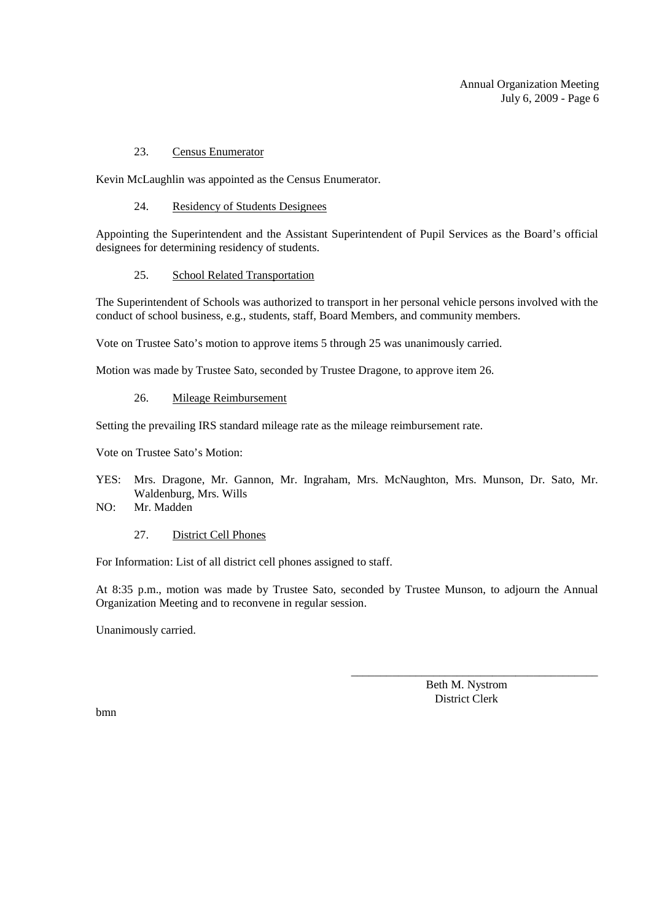23. Census Enumerator

Kevin McLaughlin was appointed as the Census Enumerator.

24. Residency of Students Designees

Appointing the Superintendent and the Assistant Superintendent of Pupil Services as the Board's official designees for determining residency of students.

25. School Related Transportation

The Superintendent of Schools was authorized to transport in her personal vehicle persons involved with the conduct of school business, e.g., students, staff, Board Members, and community members.

Vote on Trustee Sato's motion to approve items 5 through 25 was unanimously carried.

Motion was made by Trustee Sato, seconded by Trustee Dragone, to approve item 26.

26. Mileage Reimbursement

Setting the prevailing IRS standard mileage rate as the mileage reimbursement rate.

Vote on Trustee Sato's Motion:

YES: Mrs. Dragone, Mr. Gannon, Mr. Ingraham, Mrs. McNaughton, Mrs. Munson, Dr. Sato, Mr. Waldenburg, Mrs. Wills
NO: Mr. Madden

27. District Cell Phones

For Information: List of all district cell phones assigned to staff.

At 8:35 p.m., motion was made by Trustee Sato, seconded by Trustee Munson, to adjourn the Annual Organization Meeting and to reconvene in regular session.

Unanimously carried.

\_\_\_\_\_\_\_\_\_\_\_\_\_\_\_\_\_\_\_\_\_\_\_\_\_\_\_\_\_\_\_\_\_\_\_\_\_\_\_\_

Beth M. Nystrom
District Clerk

bmn